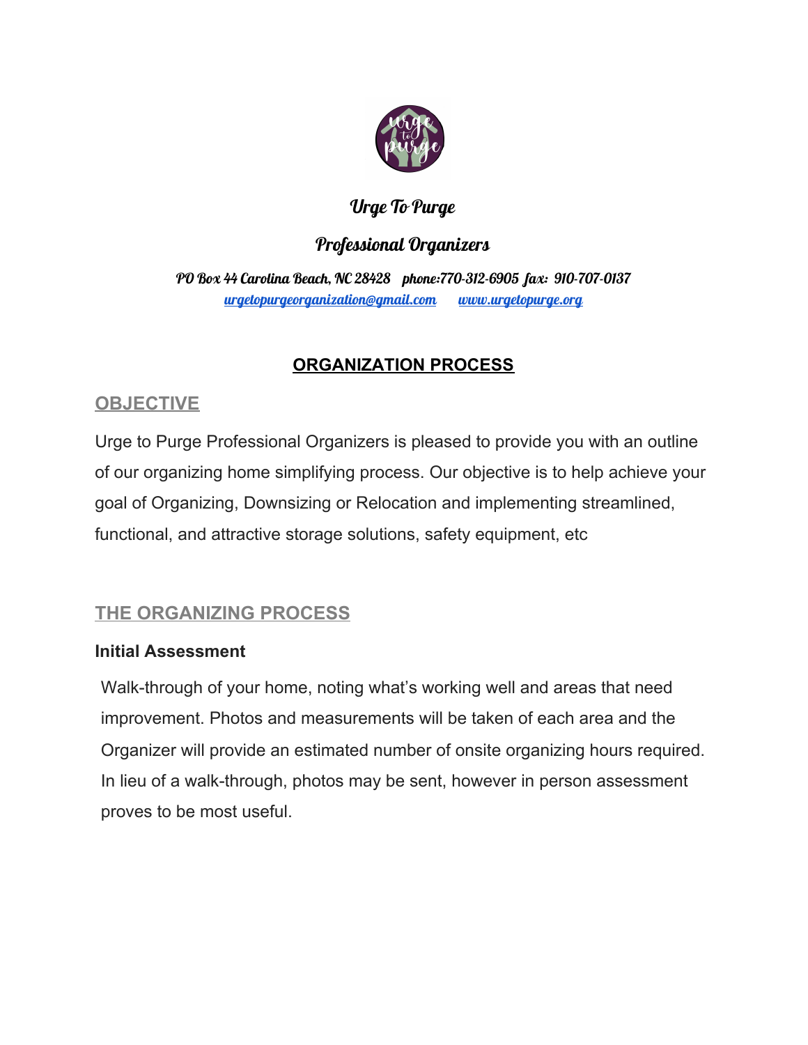# Urge To Purge

## Professional Organizers

*PO Box 44 Carolina Beach, NC 28428 phone:770-312-6905 fax: 910-707-0137*
[urgetopurgeorganization@gmail.com](mailto:urgetopurgeorganization@gmail.com) [www.urgetopurge.org](http://www.urgetopurge.org)

## ORGANIZATION PROCESS

### OBJECTIVE

Urge to Purge Professional Organizers is pleased to provide you with an outline of our organizing home simplifying process. Our objective is to help achieve your goal of Organizing, Downsizing or Relocation and implementing streamlined, functional, and attractive storage solutions, safety equipment, etc

### THE ORGANIZING PROCESS

**Initial Assessment**

Walk-through of your home, noting what's working well and areas that need improvement. Photos and measurements will be taken of each area and the Organizer will provide an estimated number of onsite organizing hours required. In lieu of a walk-through, photos may be sent, however in person assessment proves to be most useful.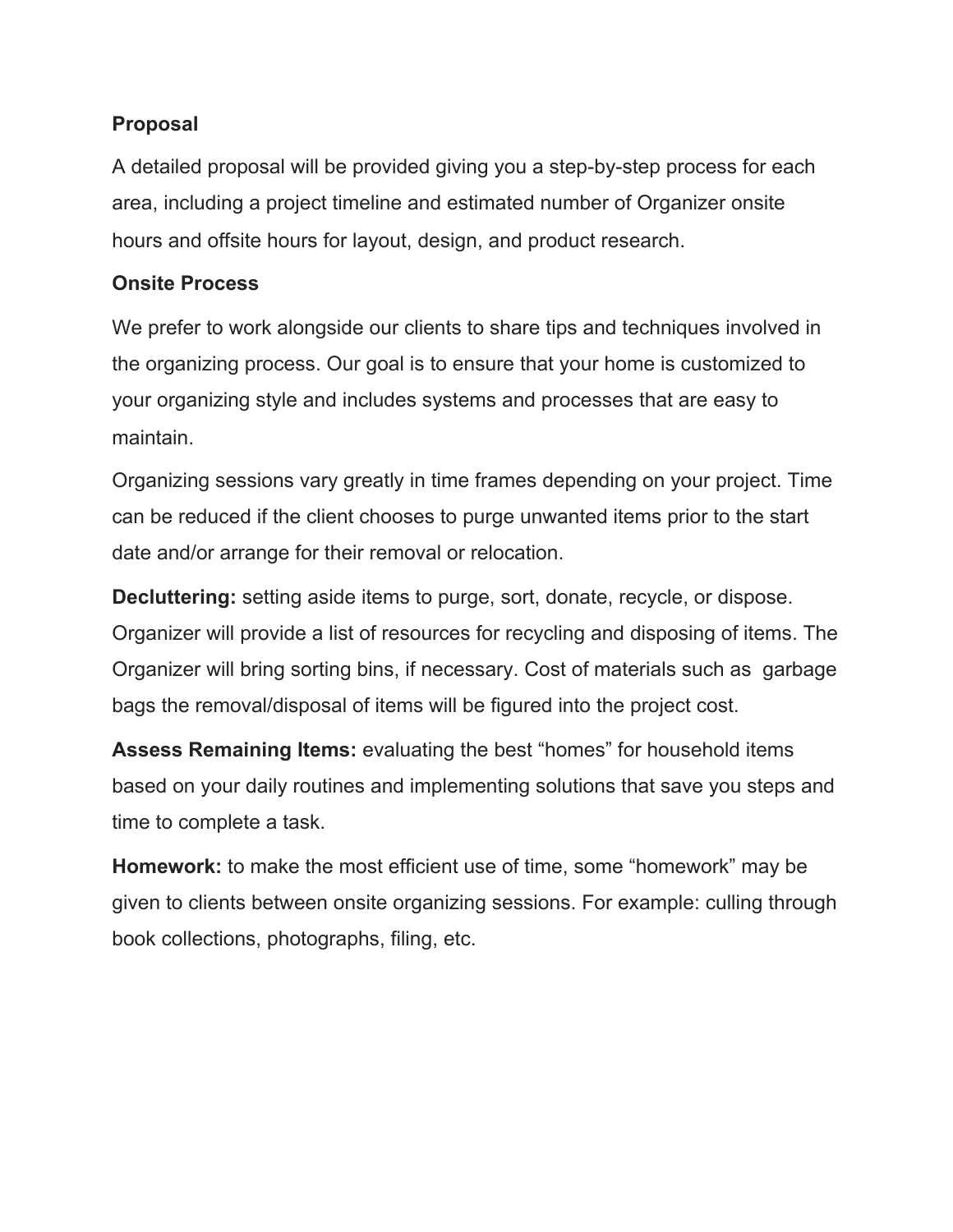**Proposal**

A detailed proposal will be provided giving you a step-by-step process for each area, including a project timeline and estimated number of Organizer onsite hours and offsite hours for layout, design, and product research.

**Onsite Process**

We prefer to work alongside our clients to share tips and techniques involved in the organizing process. Our goal is to ensure that your home is customized to your organizing style and includes systems and processes that are easy to maintain.

Organizing sessions vary greatly in time frames depending on your project. Time can be reduced if the client chooses to purge unwanted items prior to the start date and/or arrange for their removal or relocation.

**Decluttering:** setting aside items to purge, sort, donate, recycle, or dispose. Organizer will provide a list of resources for recycling and disposing of items. The Organizer will bring sorting bins, if necessary. Cost of materials such as garbage bags the removal/disposal of items will be figured into the project cost.

**Assess Remaining Items:** evaluating the best “homes” for household items based on your daily routines and implementing solutions that save you steps and time to complete a task.

**Homework:** to make the most efficient use of time, some “homework” may be given to clients between onsite organizing sessions. For example: culling through book collections, photographs, filing, etc.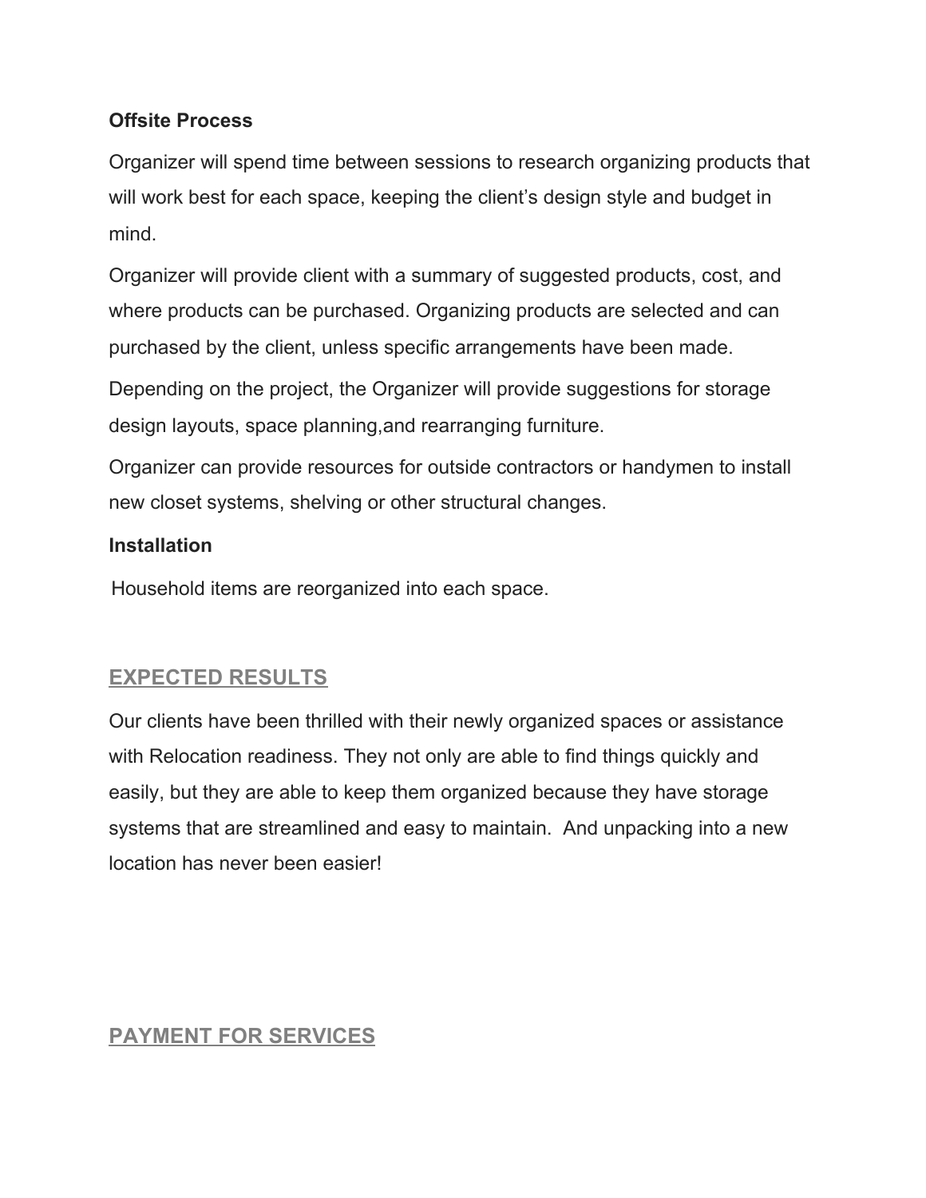**Offsite Process**

Organizer will spend time between sessions to research organizing products that will work best for each space, keeping the client's design style and budget in mind.

Organizer will provide client with a summary of suggested products, cost, and where products can be purchased. Organizing products are selected and can purchased by the client, unless specific arrangements have been made.

Depending on the project, the Organizer will provide suggestions for storage design layouts, space planning,and rearranging furniture.

Organizer can provide resources for outside contractors or handymen to install new closet systems, shelving or other structural changes.

**Installation**

Household items are reorganized into each space.

## EXPECTED RESULTS

Our clients have been thrilled with their newly organized spaces or assistance with Relocation readiness. They not only are able to find things quickly and easily, but they are able to keep them organized because they have storage systems that are streamlined and easy to maintain. And unpacking into a new location has never been easier!

## PAYMENT FOR SERVICES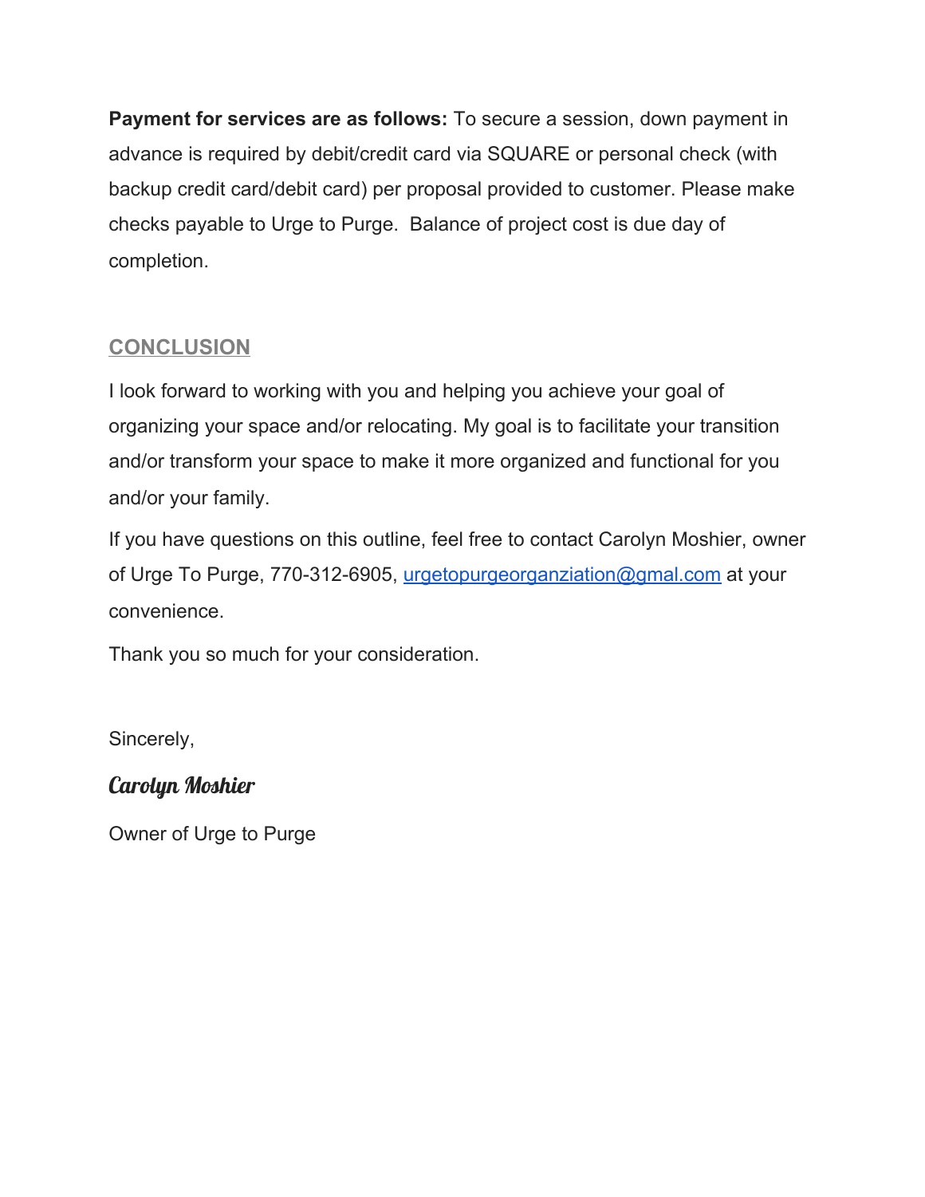**Payment for services are as follows:** To secure a session, down payment in advance is required by debit/credit card via SQUARE or personal check (with backup credit card/debit card) per proposal provided to customer. Please make checks payable to Urge to Purge. Balance of project cost is due day of completion.

## CONCLUSION

I look forward to working with you and helping you achieve your goal of organizing your space and/or relocating. My goal is to facilitate your transition and/or transform your space to make it more organized and functional for you and/or your family.

If you have questions on this outline, feel free to contact Carolyn Moshier, owner of Urge To Purge, 770-312-6905, urgetopurgeorganziation@gmal.com at your convenience.

Thank you so much for your consideration.

Sincerely,

*Carolyn Moshier*

Owner of Urge to Purge